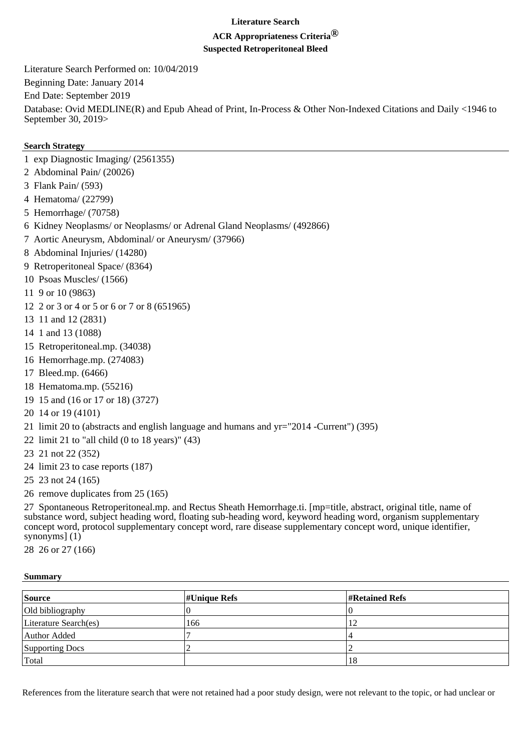# Literature Search

## ACR Appropriateness Criteria®

### Suspected Retroperitoneal Bleed

Literature Search Performed on: 10/04/2019

Beginning Date: January 2014

End Date: September 2019

Database: Ovid MEDLINE(R) and Epub Ahead of Print, In-Process & Other Non-Indexed Citations and Daily <1946 to September 30, 2019>

**Search Strategy**

1 exp Diagnostic Imaging/ (2561355)

2 Abdominal Pain/ (20026)

3 Flank Pain/ (593)

4 Hematoma/ (22799)

5 Hemorrhage/ (70758)

6 Kidney Neoplasms/ or Neoplasms/ or Adrenal Gland Neoplasms/ (492866)

7 Aortic Aneurysm, Abdominal/ or Aneurysm/ (37966)

8 Abdominal Injuries/ (14280)

9 Retroperitoneal Space/ (8364)

10 Psoas Muscles/ (1566)

11 9 or 10 (9863)

12 2 or 3 or 4 or 5 or 6 or 7 or 8 (651965)

13 11 and 12 (2831)

14 1 and 13 (1088)

15 Retroperitoneal.mp. (34038)

16 Hemorrhage.mp. (274083)

17 Bleed.mp. (6466)

18 Hematoma.mp. (55216)

19 15 and (16 or 17 or 18) (3727)

20 14 or 19 (4101)

21 limit 20 to (abstracts and english language and humans and yr="2014 -Current") (395)

22 limit 21 to "all child (0 to 18 years)" (43)

23 21 not 22 (352)

24 limit 23 to case reports (187)

25 23 not 24 (165)

26 remove duplicates from 25 (165)

27 Spontaneous Retroperitoneal.mp. and Rectus Sheath Hemorrhage.ti. [mp=title, abstract, original title, name of substance word, subject heading word, floating sub-heading word, keyword heading word, organism supplementary concept word, protocol supplementary concept word, rare disease supplementary concept word, unique identifier, synonyms] (1)

28 26 or 27 (166)

**Summary**

| Source | #Unique Refs | #Retained Refs |
|---|---|---|
| Old bibliography | 0 | 0 |
| Literature Search(es) | 166 | 12 |
| Author Added | 7 | 4 |
| Supporting Docs | 2 | 2 |
| Total | | 18 |

References from the literature search that were not retained had a poor study design, were not relevant to the topic, or had unclear or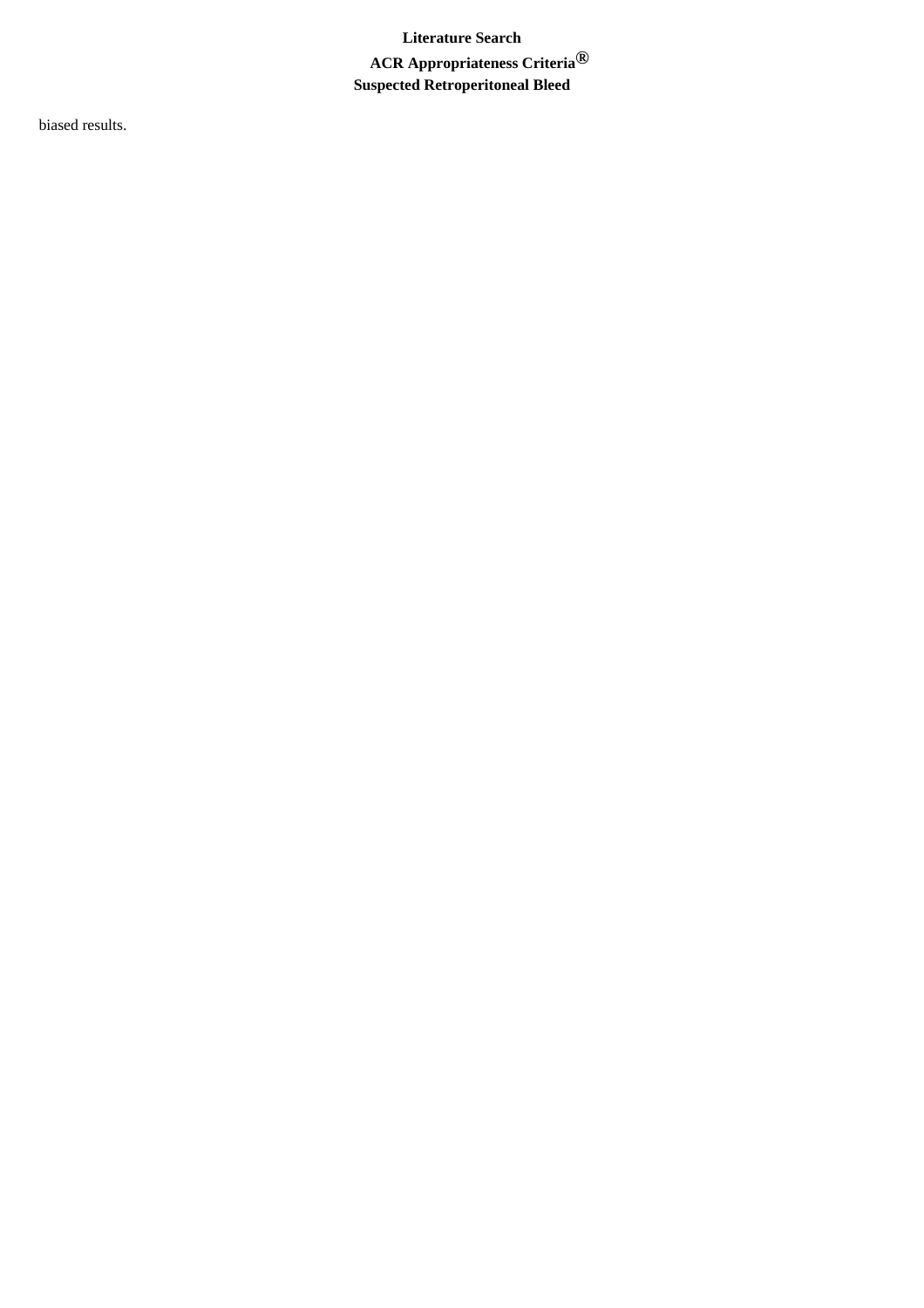biased results.